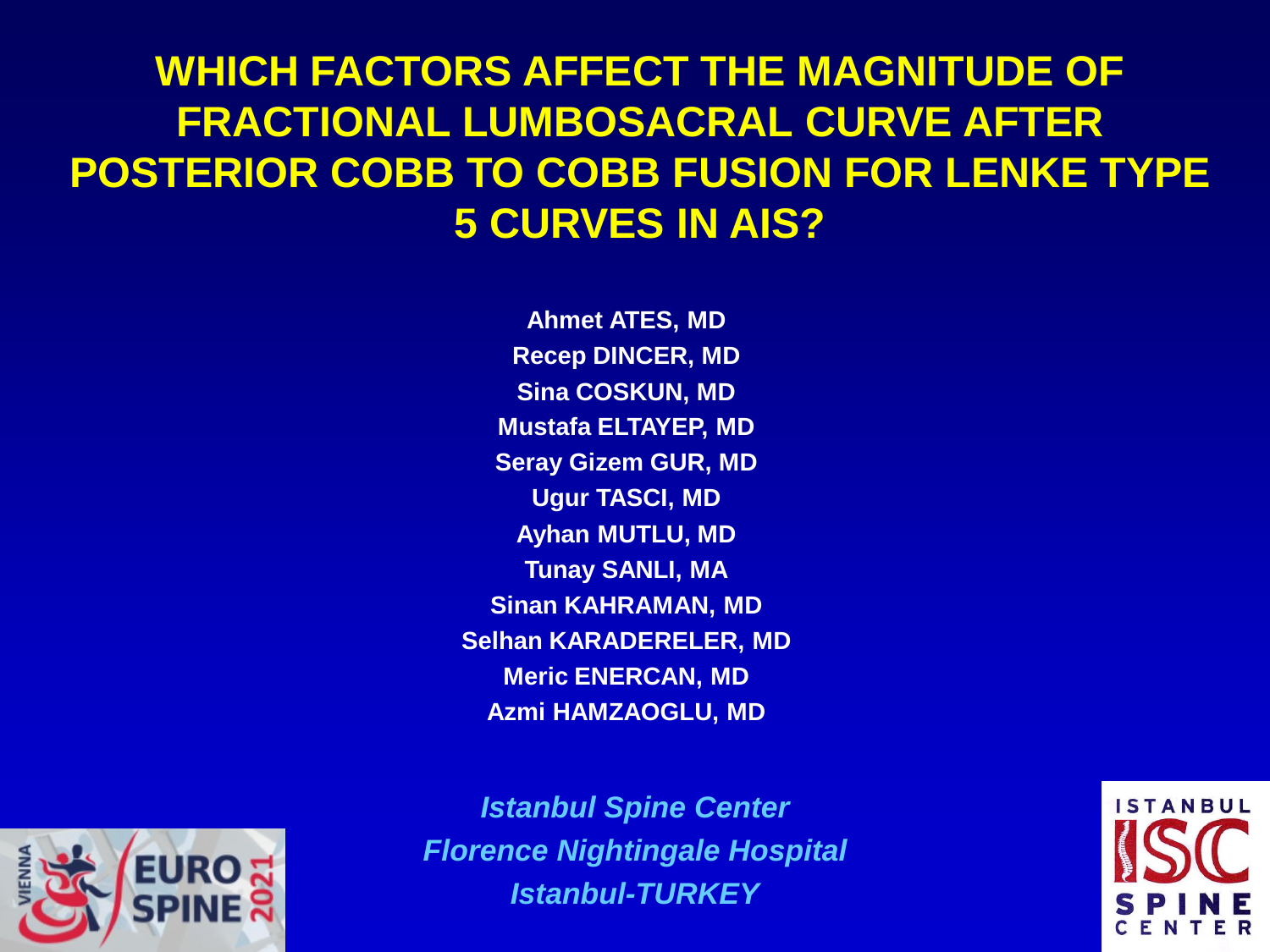# WHICH FACTORS AFFECT THE MAGNITUDE OF FRACTIONAL LUMBOSACRAL CURVE AFTER POSTERIOR COBB TO COBB FUSION FOR LENKE TYPE 5 CURVES IN AIS?

**Ahmet ATES, MD**
**Recep DINCER, MD**
**Sina COSKUN, MD**
**Mustafa ELTAYEP, MD**
**Seray Gizem GUR, MD**
**Ugur TASCI, MD**
**Ayhan MUTLU, MD**
**Tunay SANLI, MA**
**Sinan KAHRAMAN, MD**
**Selhan KARADERELER, MD**
**Meric ENERCAN, MD**
**Azmi HAMZAOGLU, MD**

***Istanbul Spine Center***
***Florence Nightingale Hospital***
***Istanbul-TURKEY***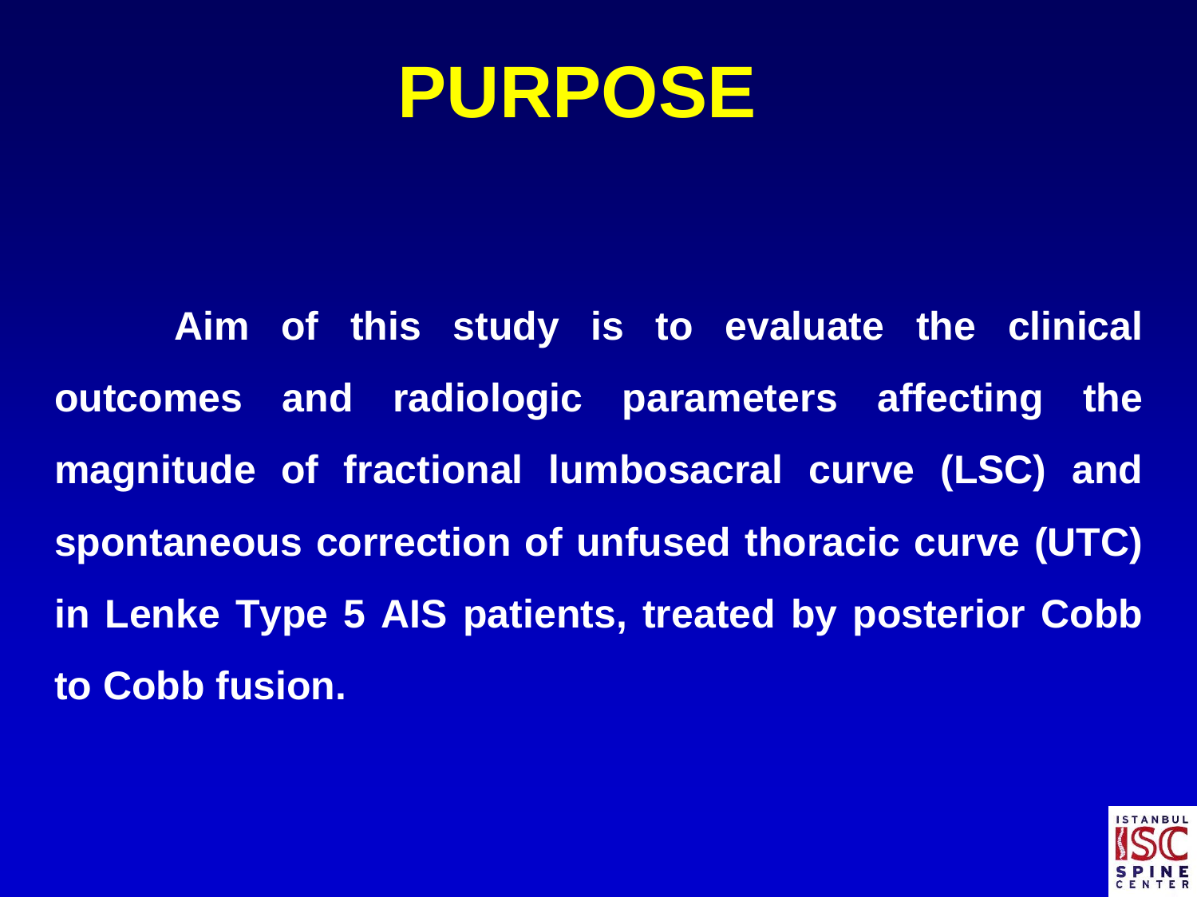# PURPOSE

**Aim of this study is to evaluate the clinical outcomes and radiologic parameters affecting the magnitude of fractional lumbosacral curve (LSC) and spontaneous correction of unfused thoracic curve (UTC) in Lenke Type 5 AIS patients, treated by posterior Cobb to Cobb fusion.**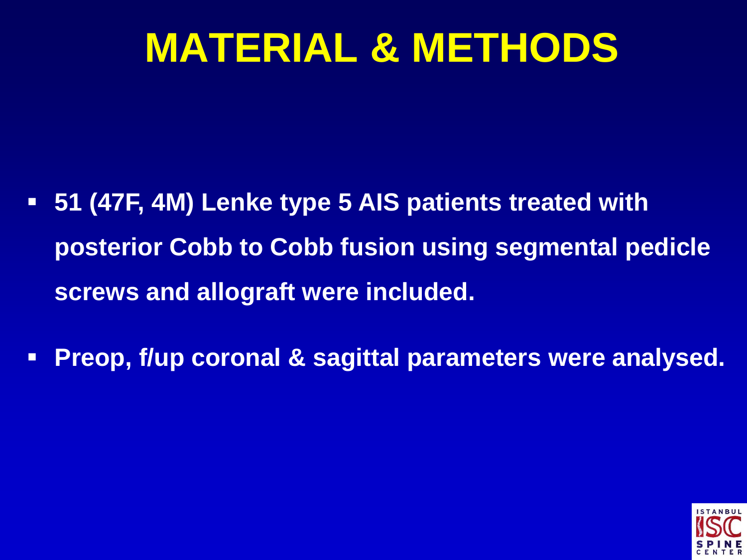# MATERIAL & METHODS

- **51 (47F, 4M) Lenke type 5 AIS patients treated with posterior Cobb to Cobb fusion using segmental pedicle screws and allograft were included.**
- **Preop, f/up coronal & sagittal parameters were analysed.**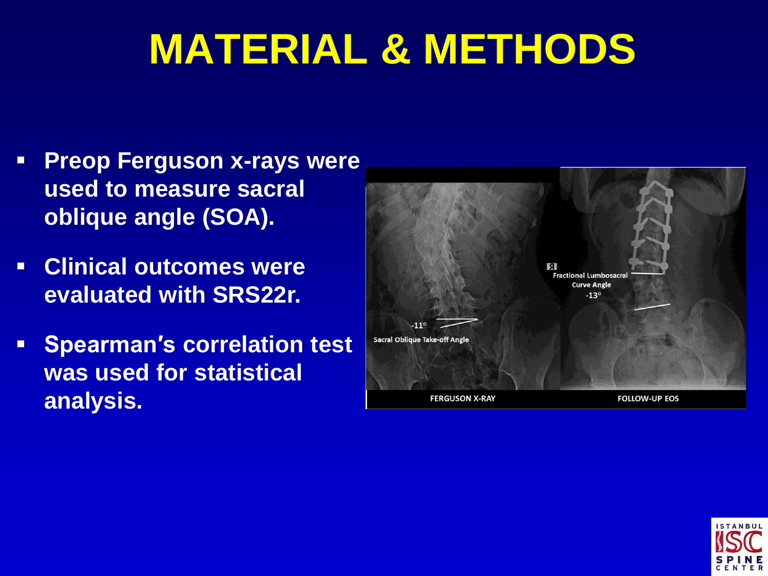# MATERIAL & METHODS

- **Preop Ferguson x-rays were used to measure sacral oblique angle (SOA).**
- **Clinical outcomes were evaluated with SRS22r.**
- **Spearman′s correlation test was used for statistical analysis.**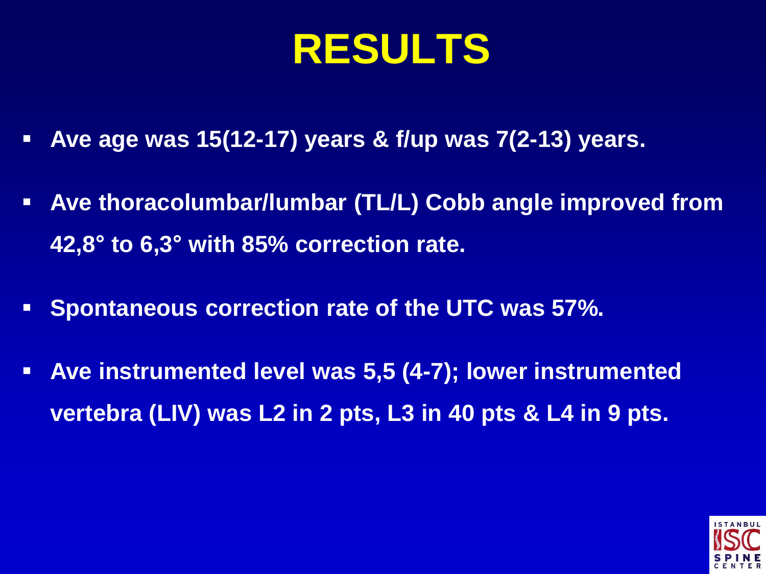# RESULTS

- **Ave age was 15(12-17) years & f/up was 7(2-13) years.**
- **Ave thoracolumbar/lumbar (TL/L) Cobb angle improved from 42,8° to 6,3° with 85% correction rate.**
- **Spontaneous correction rate of the UTC was 57%.**
- **Ave instrumented level was 5,5 (4-7); lower instrumented vertebra (LIV) was L2 in 2 pts, L3 in 40 pts & L4 in 9 pts.**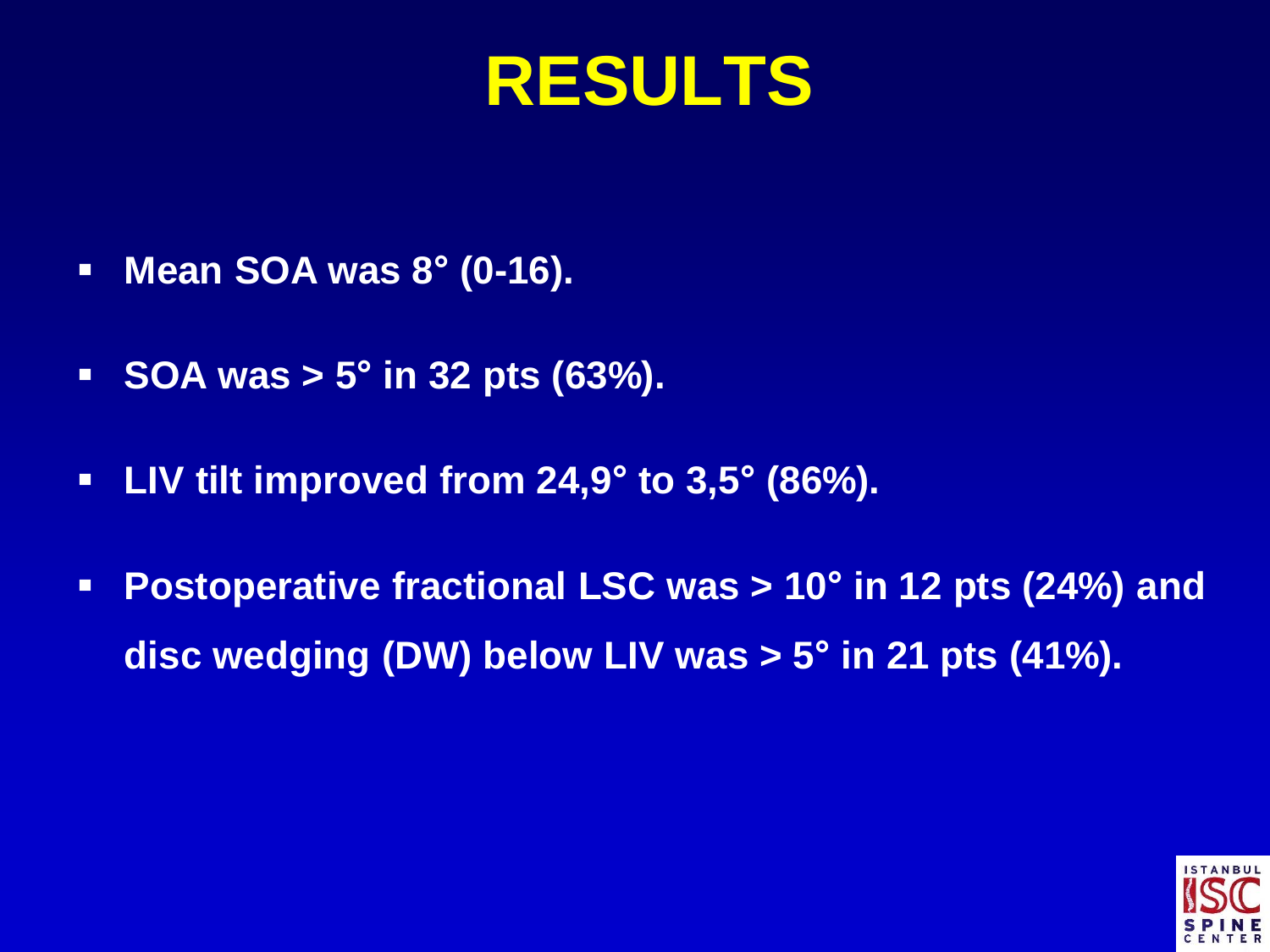# RESULTS

- **Mean SOA was 8° (0-16).**
- **SOA was > 5° in 32 pts (63%).**
- **LIV tilt improved from 24,9° to 3,5° (86%).**
- **Postoperative fractional LSC was > 10° in 12 pts (24%) and disc wedging (DW) below LIV was > 5° in 21 pts (41%).**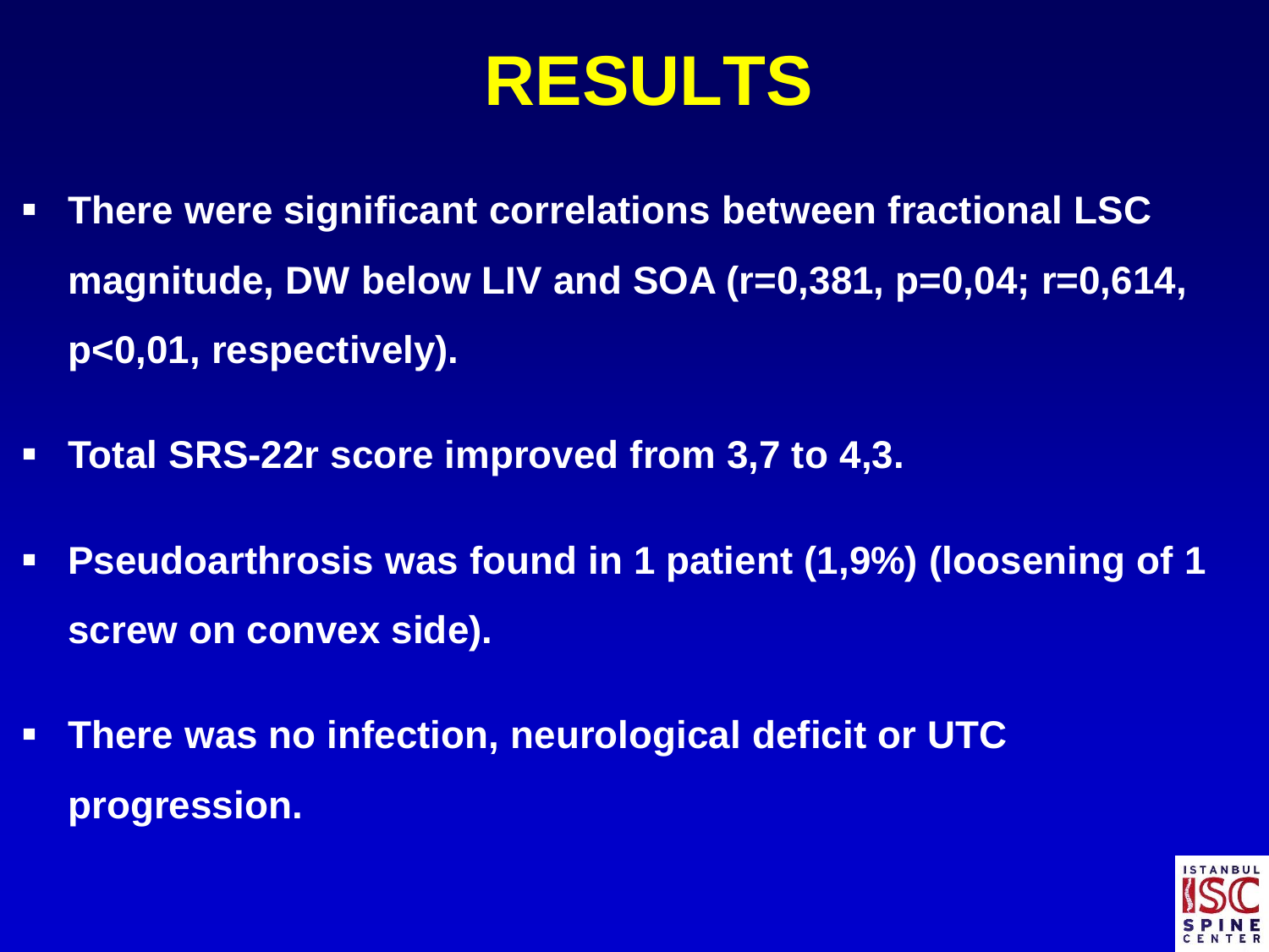# RESULTS

- **There were significant correlations between fractional LSC magnitude, DW below LIV and SOA (r=0,381, p=0,04; r=0,614, p<0,01, respectively).**
- **Total SRS-22r score improved from 3,7 to 4,3.**
- **Pseudoarthrosis was found in 1 patient (1,9%) (loosening of 1 screw on convex side).**
- **There was no infection, neurological deficit or UTC progression.**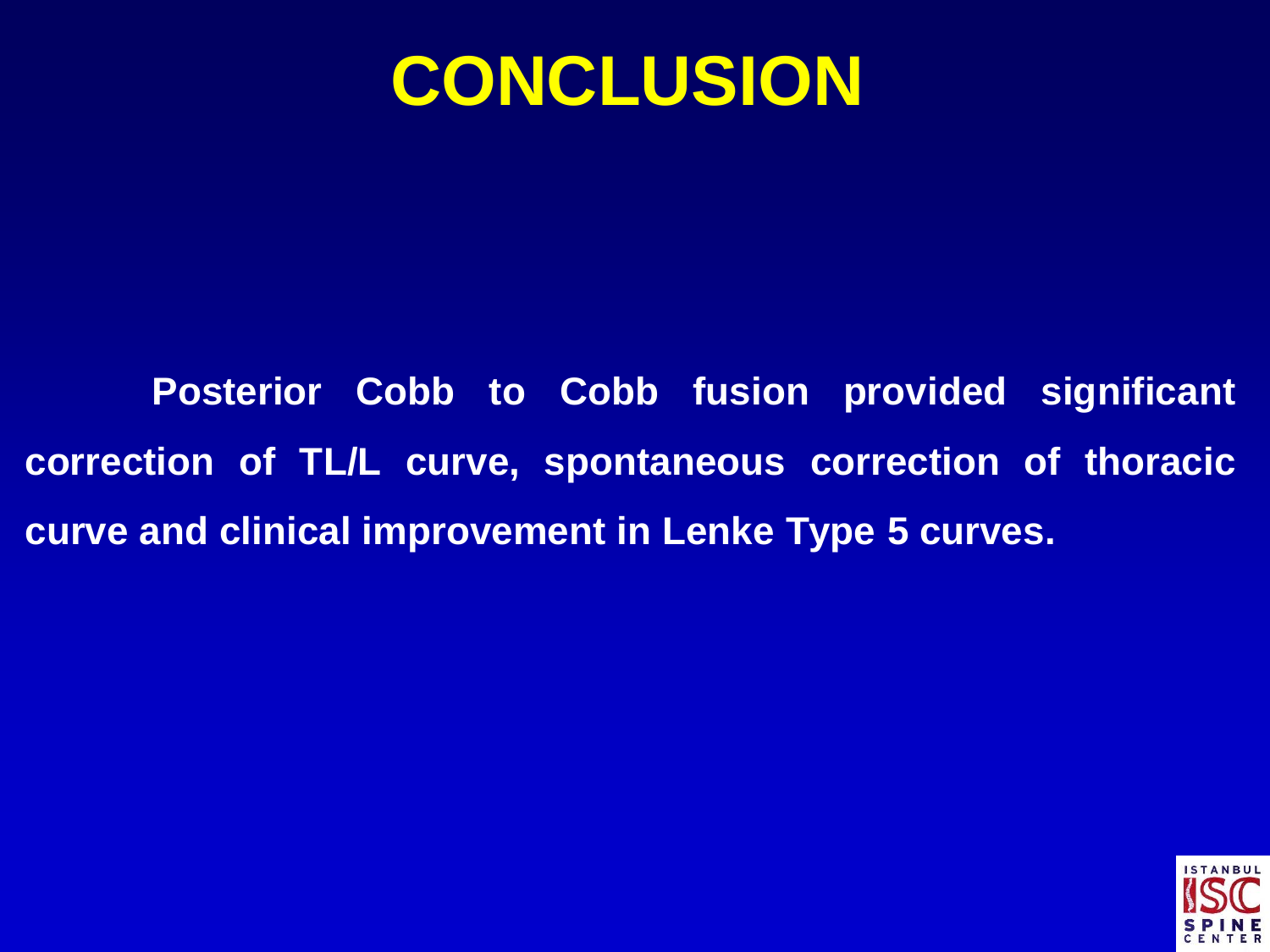# CONCLUSION

**Posterior Cobb to Cobb fusion provided significant correction of TL/L curve, spontaneous correction of thoracic curve and clinical improvement in Lenke Type 5 curves.**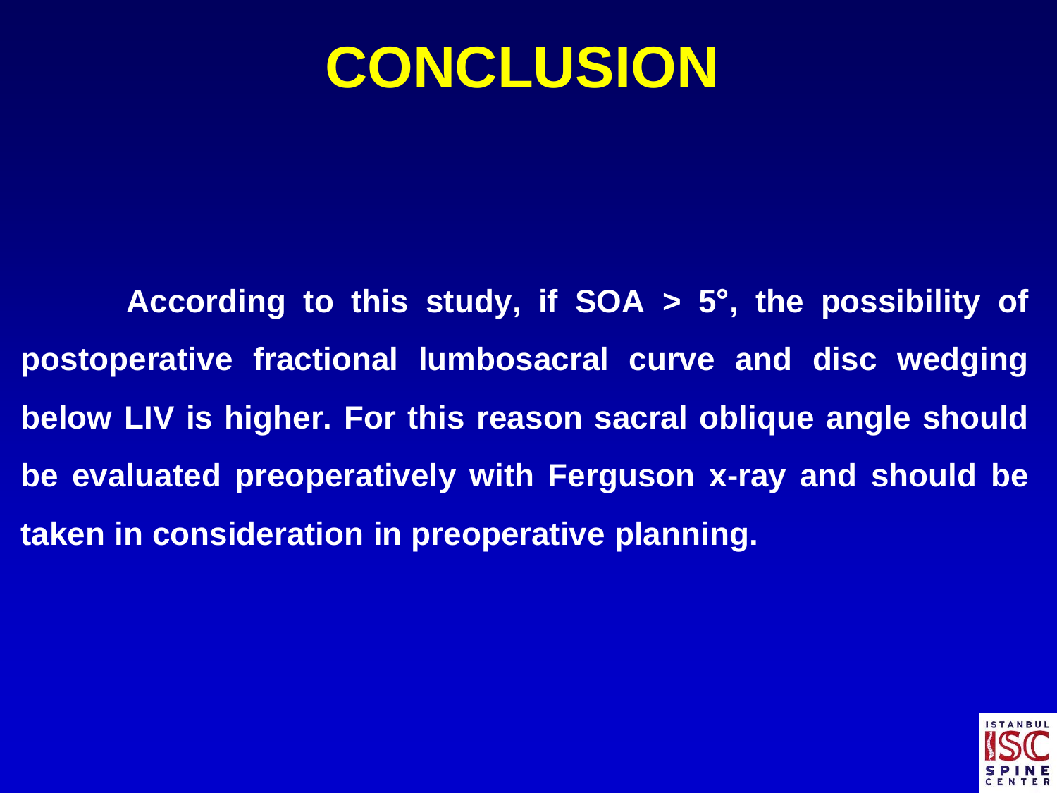# CONCLUSION

According to this study, if SOA > 5°, the possibility of postoperative fractional lumbosacral curve and disc wedging below LIV is higher. For this reason sacral oblique angle should be evaluated preoperatively with Ferguson x-ray and should be taken in consideration in preoperative planning.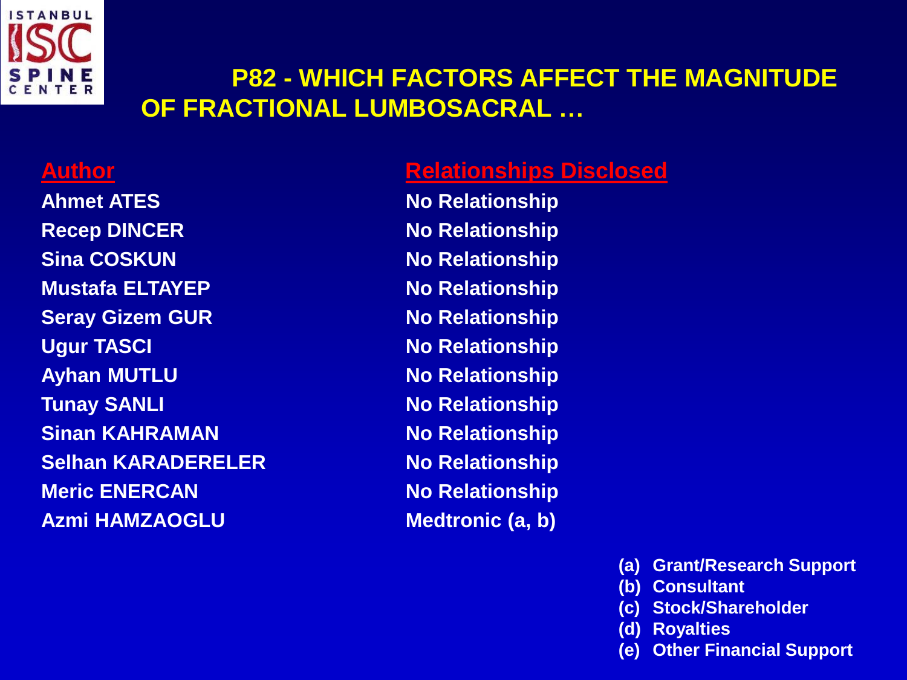# P82 - WHICH FACTORS AFFECT THE MAGNITUDE OF FRACTIONAL LUMBOSACRAL …

| Author | Relationships Disclosed |
| --- | --- |
| Ahmet ATES | No Relationship |
| Recep DINCER | No Relationship |
| Sina COSKUN | No Relationship |
| Mustafa ELTAYEP | No Relationship |
| Seray Gizem GUR | No Relationship |
| Ugur TASCI | No Relationship |
| Ayhan MUTLU | No Relationship |
| Tunay SANLI | No Relationship |
| Sinan KAHRAMAN | No Relationship |
| Selhan KARADERELER | No Relationship |
| Meric ENERCAN | No Relationship |
| Azmi HAMZAOGLU | Medtronic (a, b) |

(a) Grant/Research Support
(b) Consultant
(c) Stock/Shareholder
(d) Royalties
(e) Other Financial Support